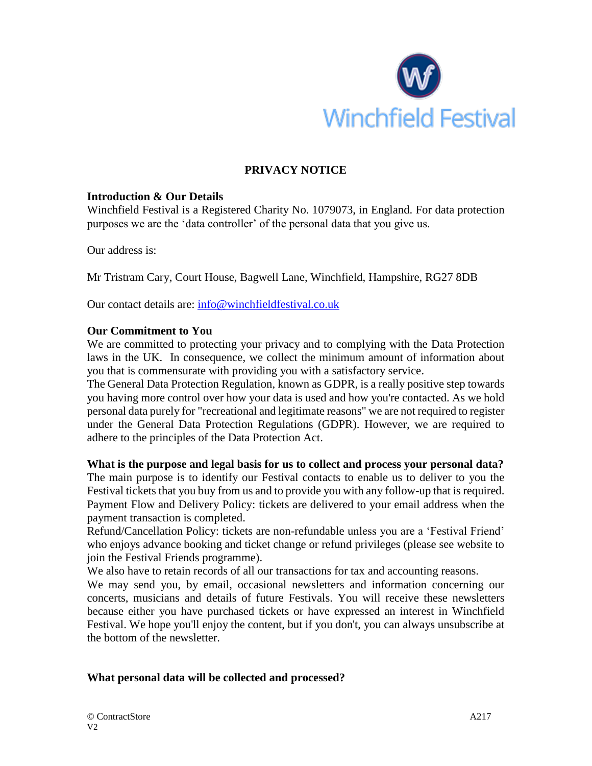Winchfield Festival

# PRIVACY NOTICE

**Introduction & Our Details**

Winchfield Festival is a Registered Charity No. 1079073, in England. For data protection purposes we are the 'data controller' of the personal data that you give us.

Our address is:

Mr Tristram Cary, Court House, Bagwell Lane, Winchfield, Hampshire, RG27 8DB

Our contact details are: info@winchfieldfestival.co.uk

**Our Commitment to You**

We are committed to protecting your privacy and to complying with the Data Protection laws in the UK. In consequence, we collect the minimum amount of information about you that is commensurate with providing you with a satisfactory service.

The General Data Protection Regulation, known as GDPR, is a really positive step towards you having more control over how your data is used and how you're contacted. As we hold personal data purely for "recreational and legitimate reasons" we are not required to register under the General Data Protection Regulations (GDPR). However, we are required to adhere to the principles of the Data Protection Act.

**What is the purpose and legal basis for us to collect and process your personal data?**

The main purpose is to identify our Festival contacts to enable us to deliver to you the Festival tickets that you buy from us and to provide you with any follow-up that is required.

Payment Flow and Delivery Policy: tickets are delivered to your email address when the payment transaction is completed.

Refund/Cancellation Policy: tickets are non-refundable unless you are a 'Festival Friend' who enjoys advance booking and ticket change or refund privileges (please see website to join the Festival Friends programme).

We also have to retain records of all our transactions for tax and accounting reasons.

We may send you, by email, occasional newsletters and information concerning our concerts, musicians and details of future Festivals. You will receive these newsletters because either you have purchased tickets or have expressed an interest in Winchfield Festival. We hope you'll enjoy the content, but if you don't, you can always unsubscribe at the bottom of the newsletter.

**What personal data will be collected and processed?**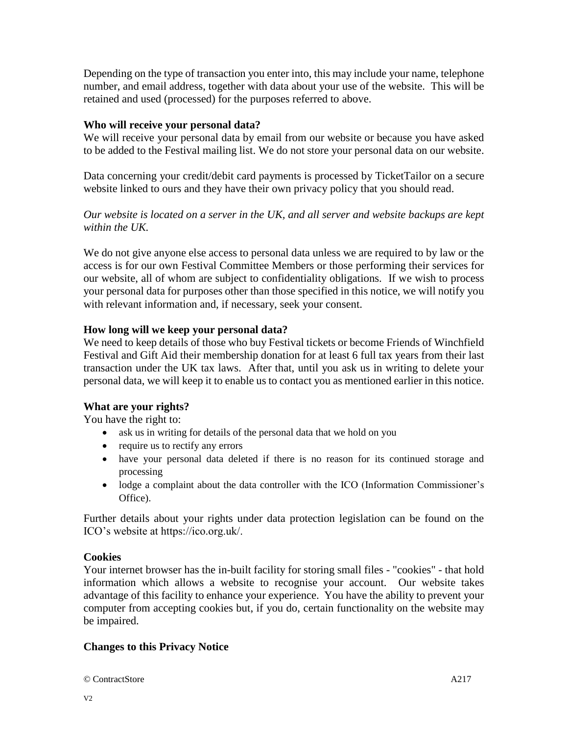Depending on the type of transaction you enter into, this may include your name, telephone number, and email address, together with data about your use of the website. This will be retained and used (processed) for the purposes referred to above.

**Who will receive your personal data?**

We will receive your personal data by email from our website or because you have asked to be added to the Festival mailing list. We do not store your personal data on our website.

Data concerning your credit/debit card payments is processed by TicketTailor on a secure website linked to ours and they have their own privacy policy that you should read.

*Our website is located on a server in the UK, and all server and website backups are kept within the UK.*

We do not give anyone else access to personal data unless we are required to by law or the access is for our own Festival Committee Members or those performing their services for our website, all of whom are subject to confidentiality obligations. If we wish to process your personal data for purposes other than those specified in this notice, we will notify you with relevant information and, if necessary, seek your consent.

**How long will we keep your personal data?**

We need to keep details of those who buy Festival tickets or become Friends of Winchfield Festival and Gift Aid their membership donation for at least 6 full tax years from their last transaction under the UK tax laws. After that, until you ask us in writing to delete your personal data, we will keep it to enable us to contact you as mentioned earlier in this notice.

**What are your rights?**

You have the right to:

- ask us in writing for details of the personal data that we hold on you
- require us to rectify any errors
- have your personal data deleted if there is no reason for its continued storage and processing
- lodge a complaint about the data controller with the ICO (Information Commissioner's Office).

Further details about your rights under data protection legislation can be found on the ICO's website at https://ico.org.uk/.

**Cookies**

Your internet browser has the in-built facility for storing small files - "cookies" - that hold information which allows a website to recognise your account. Our website takes advantage of this facility to enhance your experience. You have the ability to prevent your computer from accepting cookies but, if you do, certain functionality on the website may be impaired.

**Changes to this Privacy Notice**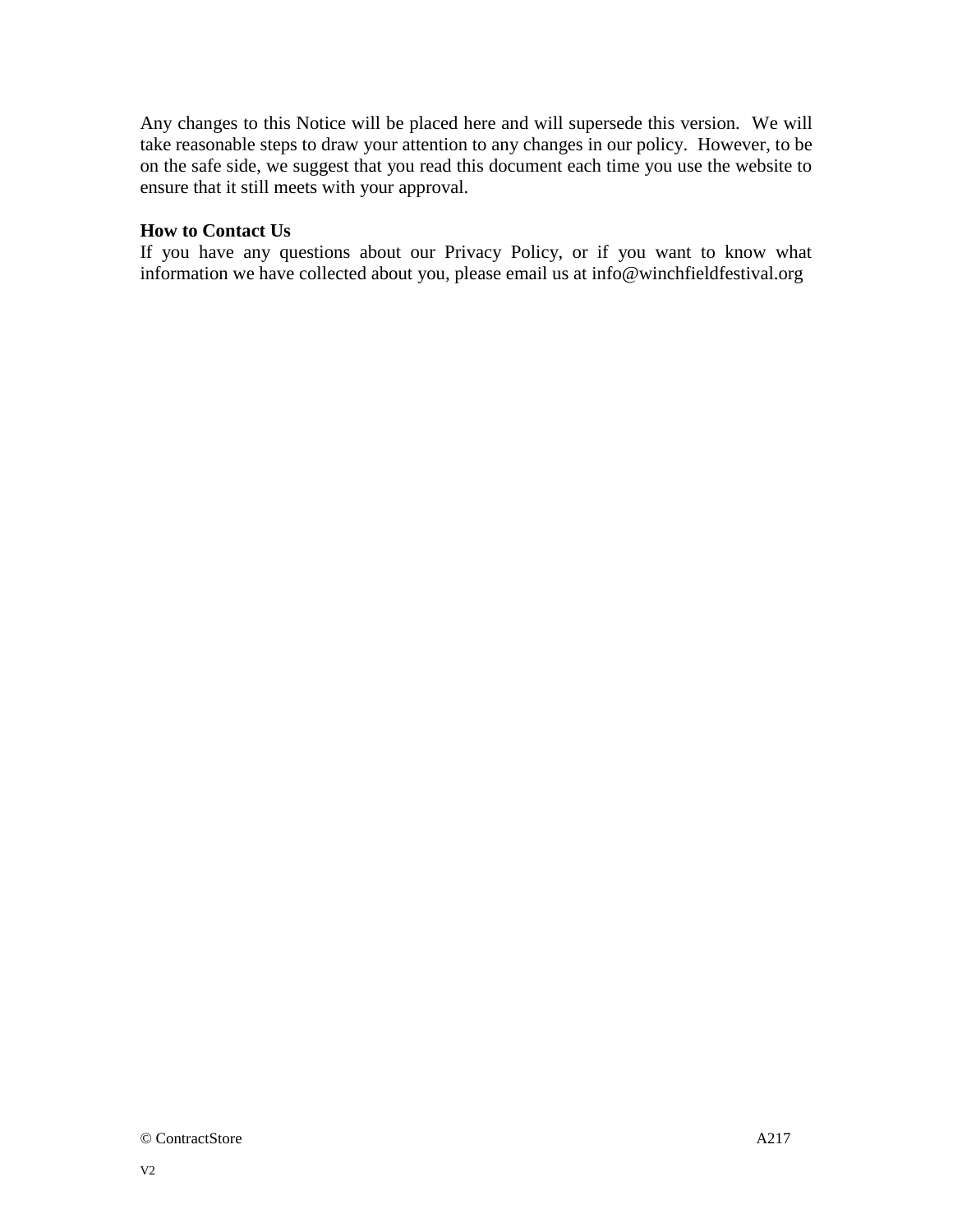Any changes to this Notice will be placed here and will supersede this version. We will take reasonable steps to draw your attention to any changes in our policy. However, to be on the safe side, we suggest that you read this document each time you use the website to ensure that it still meets with your approval.

**How to Contact Us**

If you have any questions about our Privacy Policy, or if you want to know what information we have collected about you, please email us at info@winchfieldfestival.org